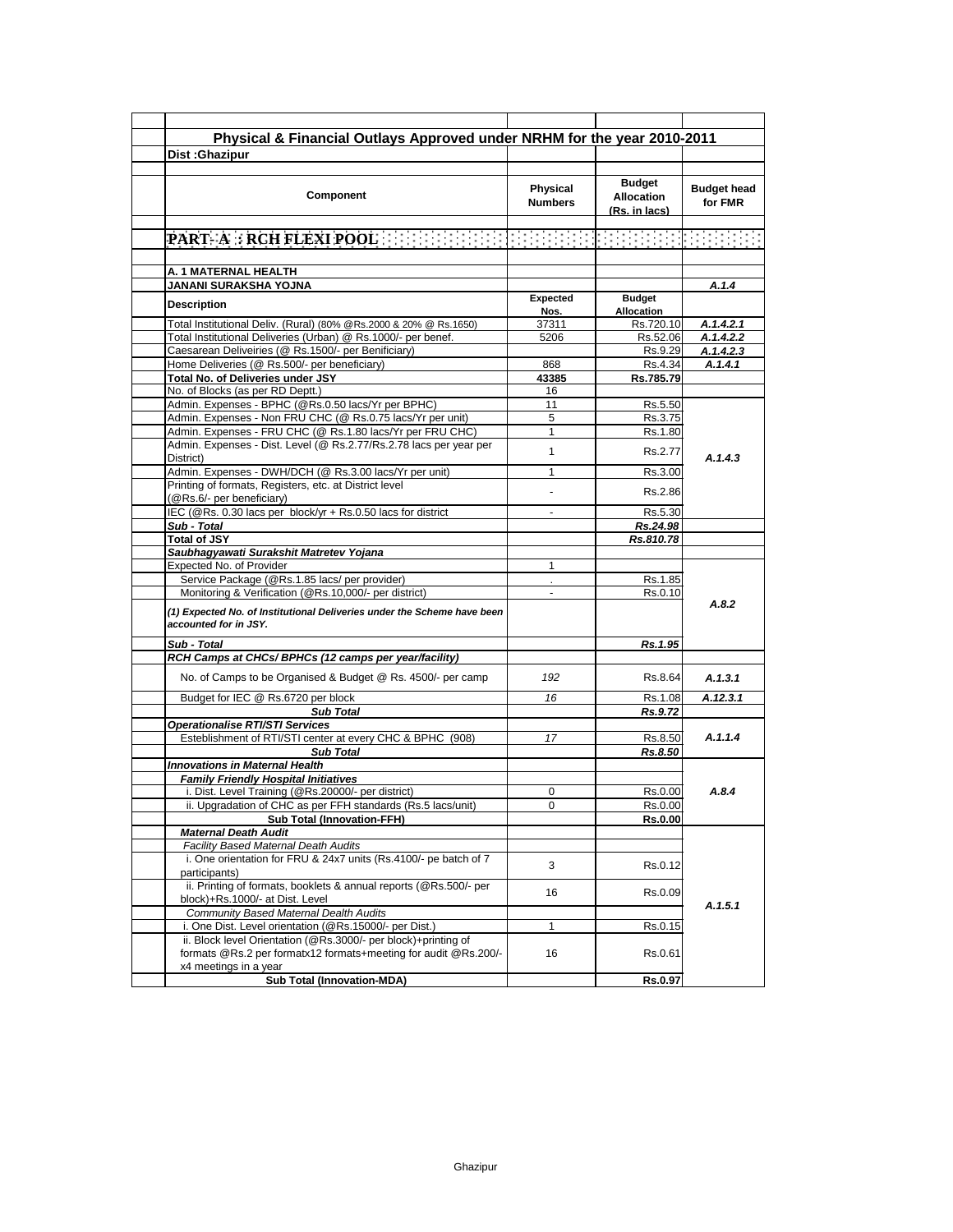## Physical & Financial Outlays Approved under NRHM for the year 2010-2011

**Dist :Ghazipur**

| Component | Physical Numbers | Budget Allocation (Rs. in lacs) | Budget head for FMR |
|---|---|---|---|
| **PART- A : RCH FLEXI POOL** | | | |
| **A. 1 MATERNAL HEALTH** | | | |
| **JANANI SURAKSHA YOJNA** | | | *A.1.4* |
| **Description** | **Expected Nos.** | **Budget Allocation** | |
| Total Institutional Deliv. (Rural) (80% @Rs.2000 & 20% @ Rs.1650) | 37311 | Rs.720.10 | *A.1.4.2.1* |
| Total Institutional Deliveries (Urban) @ Rs.1000/- per benef. | 5206 | Rs.52.06 | *A.1.4.2.2* |
| Caesarean Deliveiries (@ Rs.1500/- per Benificiary) | | Rs.9.29 | *A.1.4.2.3* |
| Home Deliveries (@ Rs.500/- per beneficiary) | 868 | Rs.4.34 | *A.1.4.1* |
| **Total No. of Deliveries under JSY** | **43385** | **Rs.785.79** | |
| No. of Blocks (as per RD Deptt.) | 16 | | |
| Admin. Expenses - BPHC (@Rs.0.50 lacs/Yr per BPHC) | 11 | Rs.5.50 | *A.1.4.3* |
| Admin. Expenses - Non FRU CHC (@ Rs.0.75 lacs/Yr per unit) | 5 | Rs.3.75 | |
| Admin. Expenses - FRU CHC (@ Rs.1.80 lacs/Yr per FRU CHC) | 1 | Rs.1.80 | |
| Admin. Expenses - Dist. Level (@ Rs.2.77/Rs.2.78 lacs per year per District) | 1 | Rs.2.77 | |
| Admin. Expenses - DWH/DCH (@ Rs.3.00 lacs/Yr per unit) | 1 | Rs.3.00 | |
| Printing of formats, Registers, etc. at District level (@Rs.6/- per beneficiary) | - | Rs.2.86 | |
| IEC (@Rs. 0.30 lacs per block/yr + Rs.0.50 lacs for district | - | Rs.5.30 | |
| ***Sub - Total*** | | ***Rs.24.98*** | |
| **Total of JSY** | | ***Rs.810.78*** | |
| ***Saubhagyawati Surakshit Matretev Yojana*** | | | *A.8.2* |
| Expected No. of Provider | 1 | | |
| Service Package (@Rs.1.85 lacs/ per provider) | . | Rs.1.85 | |
| Monitoring & Verification (@Rs.10,000/- per district) | - | Rs.0.10 | |
| ***(1) Expected No. of Institutional Deliveries under the Scheme have been accounted for in JSY.*** | | | |
| ***Sub - Total*** | | ***Rs.1.95*** | |
| ***RCH Camps at CHCs/ BPHCs (12 camps per year/facility)*** | | | |
| No. of Camps to be Organised & Budget @ Rs. 4500/- per camp | *192* | Rs.8.64 | *A.1.3.1* |
| Budget for IEC @ Rs.6720 per block | *16* | Rs.1.08 | *A.12.3.1* |
| ***Sub Total*** | | ***Rs.9.72*** | |
| ***Operationalise RTI/STI Services*** | | | |
| Esteblishment of RTI/STI center at every CHC & BPHC (908) | *17* | Rs.8.50 | *A.1.1.4* |
| ***Sub Total*** | | ***Rs.8.50*** | |
| ***Innovations in Maternal Health*** | | | *A.8.4* |
| ***Family Friendly Hospital Initiatives*** | | | |
| i. Dist. Level Training (@Rs.20000/- per district) | 0 | Rs.0.00 | |
| ii. Upgradation of CHC as per FFH standards (Rs.5 lacs/unit) | 0 | Rs.0.00 | |
| **Sub Total (Innovation-FFH)** | | **Rs.0.00** | |
| ***Maternal Death Audit*** | | | *A.1.5.1* |
| *Facility Based Maternal Death Audits* | | | |
| i. One orientation for FRU & 24x7 units (Rs.4100/- pe batch of 7 participants) | 3 | Rs.0.12 | |
| ii. Printing of formats, booklets & annual reports (@Rs.500/- per block)+Rs.1000/- at Dist. Level | 16 | Rs.0.09 | |
| *Community Based Maternal Dealth Audits* | | | |
| i. One Dist. Level orientation (@Rs.15000/- per Dist.) | 1 | Rs.0.15 | |
| ii. Block level Orientation (@Rs.3000/- per block)+printing of formats @Rs.2 per formatx12 formats+meeting for audit @Rs.200/- x4 meetings in a year | 16 | Rs.0.61 | |
| **Sub Total (Innovation-MDA)** | | **Rs.0.97** | |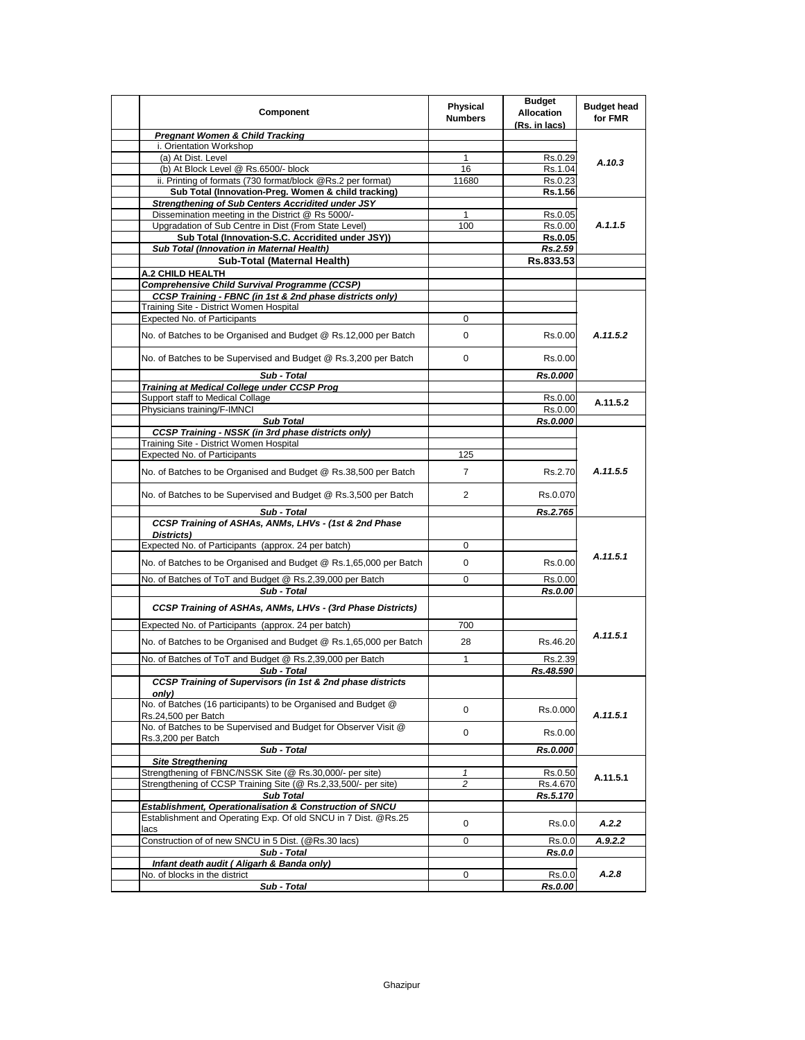| Component | Physical Numbers | Budget Allocation (Rs. in lacs) | Budget head for FMR |
|---|---|---|---|
| ***Pregnant Women & Child Tracking*** | | | |
| i. Orientation Workshop | | | A.10.3 |
| (a) At Dist. Level | 1 | Rs.0.29 | |
| (b) At Block Level @ Rs.6500/- block | 16 | Rs.1.04 | |
| ii. Printing of formats (730 format/block @Rs.2 per format) | 11680 | Rs.0.23 | |
| **Sub Total (Innovation-Preg. Women & child tracking)** | | **Rs.1.56** | |
| ***Strengthening of Sub Centers Accridited under JSY*** | | | A.1.1.5 |
| Dissemination meeting in the District @ Rs 5000/- | 1 | Rs.0.05 | |
| Upgradation of Sub Centre in Dist (From State Level) | 100 | Rs.0.00 | |
| **Sub Total (Innovation-S.C. Accridited under JSY))** | | **Rs.0.05** | |
| ***Sub Total (Innovation in Maternal Health)*** | | ***Rs.2.59*** | |
| **Sub-Total (Maternal Health)** | | **Rs.833.53** | |
| **A.2 CHILD HEALTH** | | | |
| ***Comprehensive Child Survival Programme (CCSP)*** | | | |
| ***CCSP Training - FBNC (in 1st & 2nd phase districts only)*** | | | A.11.5.2 |
| Training Site - District Women Hospital | | | |
| Expected No. of Participants | 0 | | |
| No. of Batches to be Organised and Budget @ Rs.12,000 per Batch | 0 | Rs.0.00 | |
| No. of Batches to be Supervised and Budget @ Rs.3,200 per Batch | 0 | Rs.0.00 | |
| ***Sub - Total*** | | ***Rs.0.000*** | |
| ***Training at Medical College under CCSP Prog*** | | | |
| Support staff to Medical Collage | | Rs.0.00 | A.11.5.2 |
| Physicians training/F-IMNCI | | Rs.0.00 | |
| ***Sub Total*** | | ***Rs.0.000*** | |
| ***CCSP Training - NSSK (in 3rd phase districts only)*** | | | A.11.5.5 |
| Training Site - District Women Hospital | | | |
| Expected No. of Participants | 125 | | |
| No. of Batches to be Organised and Budget @ Rs.38,500 per Batch | 7 | Rs.2.70 | |
| No. of Batches to be Supervised and Budget @ Rs.3,500 per Batch | 2 | Rs.0.070 | |
| ***Sub - Total*** | | ***Rs.2.765*** | |
| ***CCSP Training of ASHAs, ANMs, LHVs - (1st & 2nd Phase Districts)*** | | | A.11.5.1 |
| Expected No. of Participants (approx. 24 per batch) | 0 | | |
| No. of Batches to be Organised and Budget @ Rs.1,65,000 per Batch | 0 | Rs.0.00 | |
| No. of Batches of ToT and Budget @ Rs.2,39,000 per Batch | 0 | Rs.0.00 | |
| ***Sub - Total*** | | ***Rs.0.00*** | |
| ***CCSP Training of ASHAs, ANMs, LHVs - (3rd Phase Districts)*** | | | A.11.5.1 |
| Expected No. of Participants (approx. 24 per batch) | 700 | | |
| No. of Batches to be Organised and Budget @ Rs.1,65,000 per Batch | 28 | Rs.46.20 | |
| No. of Batches of ToT and Budget @ Rs.2,39,000 per Batch | 1 | Rs.2.39 | |
| ***Sub - Total*** | | ***Rs.48.590*** | |
| ***CCSP Training of Supervisors (in 1st & 2nd phase districts only)*** | | | A.11.5.1 |
| No. of Batches (16 participants) to be Organised and Budget @ Rs.24,500 per Batch | 0 | Rs.0.000 | |
| No. of Batches to be Supervised and Budget for Observer Visit @ Rs.3,200 per Batch | 0 | Rs.0.00 | |
| ***Sub - Total*** | | ***Rs.0.000*** | |
| ***Site Stregthening*** | | | A.11.5.1 |
| Strengthening of FBNC/NSSK Site (@ Rs.30,000/- per site) | *1* | Rs.0.50 | |
| Strengthening of CCSP Training Site (@ Rs.2,33,500/- per site) | *2* | Rs.4.670 | |
| ***Sub Total*** | | ***Rs.5.170*** | |
| ***Establishment, Operationalisation & Construction of SNCU*** | | | |
| Establishment and Operating Exp. Of old SNCU in 7 Dist. @Rs.25 lacs | 0 | Rs.0.0 | A.2.2 |
| Construction of of new SNCU in 5 Dist. (@Rs.30 lacs) | 0 | Rs.0.0 | A.9.2.2 |
| ***Sub - Total*** | | ***Rs.0.0*** | |
| ***Infant death audit ( Aligarh & Banda only)*** | | | A.2.8 |
| No. of blocks in the district | 0 | Rs.0.0 | |
| ***Sub - Total*** | | ***Rs.0.00*** | |

Ghazipur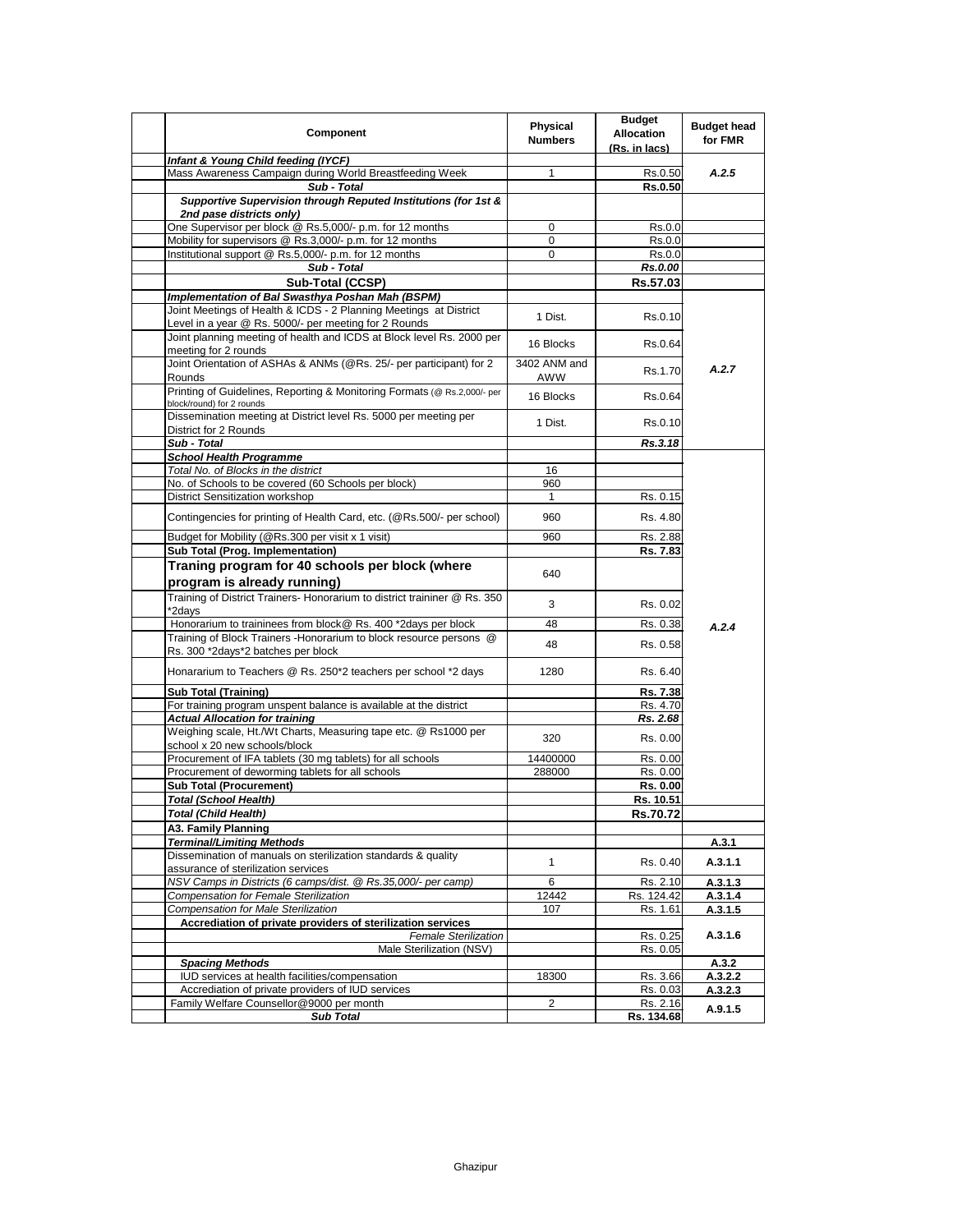| | Component | Physical Numbers | Budget Allocation (Rs. in lacs) | Budget head for FMR |
|---|---|---|---|---|
| | ***Infant & Young Child feeding (IYCF)*** | | | |
| | Mass Awareness Campaign during World Breastfeeding Week | 1 | Rs.0.50 | *A.2.5* |
| | ***Sub - Total*** | | **Rs.0.50** | |
| | ***Supportive Supervision through Reputed Institutions (for 1st & 2nd pase districts only)*** | | | |
| | One Supervisor per block @ Rs.5,000/- p.m. for 12 months | 0 | Rs.0.0 | |
| | Mobility for supervisors @ Rs.3,000/- p.m. for 12 months | 0 | Rs.0.0 | |
| | Institutional support @ Rs.5,000/- p.m. for 12 months | 0 | Rs.0.0 | |
| | ***Sub - Total*** | | ***Rs.0.00*** | |
| | **Sub-Total (CCSP)** | | **Rs.57.03** | |
| | ***Implementation of Bal Swasthya Poshan Mah (BSPM)*** | | | |
| | Joint Meetings of Health & ICDS - 2 Planning Meetings at District Level in a year @ Rs. 5000/- per meeting for 2 Rounds | 1 Dist. | Rs.0.10 | *A.2.7* |
| | Joint planning meeting of health and ICDS at Block level Rs. 2000 per meeting for 2 rounds | 16 Blocks | Rs.0.64 | |
| | Joint Orientation of ASHAs & ANMs (@Rs. 25/- per participant) for 2 Rounds | 3402 ANM and AWW | Rs.1.70 | |
| | Printing of Guidelines, Reporting & Monitoring Formats (@ Rs.2,000/- per block/round) for 2 rounds | 16 Blocks | Rs.0.64 | |
| | Dissemination meeting at District level Rs. 5000 per meeting per District for 2 Rounds | 1 Dist. | Rs.0.10 | |
| | ***Sub - Total*** | | ***Rs.3.18*** | |
| | ***School Health Programme*** | | | *A.2.4* |
| | *Total No. of Blocks in the district* | 16 | | |
| | No. of Schools to be covered (60 Schools per block) | 960 | | |
| | District Sensitization workshop | 1 | Rs. 0.15 | |
| | Contingencies for printing of Health Card, etc. (@Rs.500/- per school) | 960 | Rs. 4.80 | |
| | Budget for Mobility (@Rs.300 per visit x 1 visit) | 960 | Rs. 2.88 | |
| | **Sub Total (Prog. Implementation)** | | **Rs. 7.83** | |
| | **Traning program for 40 schools per block (where program is already running)** | 640 | | |
| | Training of District Trainers- Honorarium to district traininer @ Rs. 350 *2days | 3 | Rs. 0.02 | |
| | Honorarium to traininees from block@ Rs. 400 *2days per block | 48 | Rs. 0.38 | |
| | Training of Block Trainers -Honorarium to block resource persons @ Rs. 300 *2days*2 batches per block | 48 | Rs. 0.58 | |
| | Honararium to Teachers @ Rs. 250*2 teachers per school *2 days | 1280 | Rs. 6.40 | |
| | **Sub Total (Training)** | | **Rs. 7.38** | |
| | For training program unspent balance is available at the district | | Rs. 4.70 | |
| | ***Actual Allocation for training*** | | ***Rs. 2.68*** | |
| | Weighing scale, Ht./Wt Charts, Measuring tape etc. @ Rs1000 per school x 20 new schools/block | 320 | Rs. 0.00 | |
| | Procurement of IFA tablets (30 mg tablets) for all schools | 14400000 | Rs. 0.00 | |
| | Procurement of deworming tablets for all schools | 288000 | Rs. 0.00 | |
| | **Sub Total (Procurement)** | | **Rs. 0.00** | |
| | ***Total (School Health)*** | | **Rs. 10.51** | |
| | ***Total (Child Health)*** | | **Rs.70.72** | |
| | **A3. Family Planning** | | | |
| | ***Terminal/Limiting Methods*** | | | **A.3.1** |
| | Dissemination of manuals on sterilization standards & quality assurance of sterilization services | 1 | Rs. 0.40 | **A.3.1.1** |
| | *NSV Camps in Districts (6 camps/dist. @ Rs.35,000/- per camp)* | 6 | Rs. 2.10 | **A.3.1.3** |
| | *Compensation for Female Sterilization* | 12442 | Rs. 124.42 | **A.3.1.4** |
| | *Compensation for Male Sterilization* | 107 | Rs. 1.61 | **A.3.1.5** |
| | **Accrediation of private providers of sterilization services** | | | **A.3.1.6** |
| | *Female Sterilization* | | Rs. 0.25 | |
| | Male Sterilization (NSV) | | Rs. 0.05 | |
| | ***Spacing Methods*** | | | **A.3.2** |
| | IUD services at health facilities/compensation | 18300 | Rs. 3.66 | **A.3.2.2** |
| | Accrediation of private providers of IUD services | | Rs. 0.03 | **A.3.2.3** |
| | Family Welfare Counsellor@9000 per month | 2 | Rs. 2.16 | **A.9.1.5** |
| | ***Sub Total*** | | **Rs. 134.68** | |

Ghazipur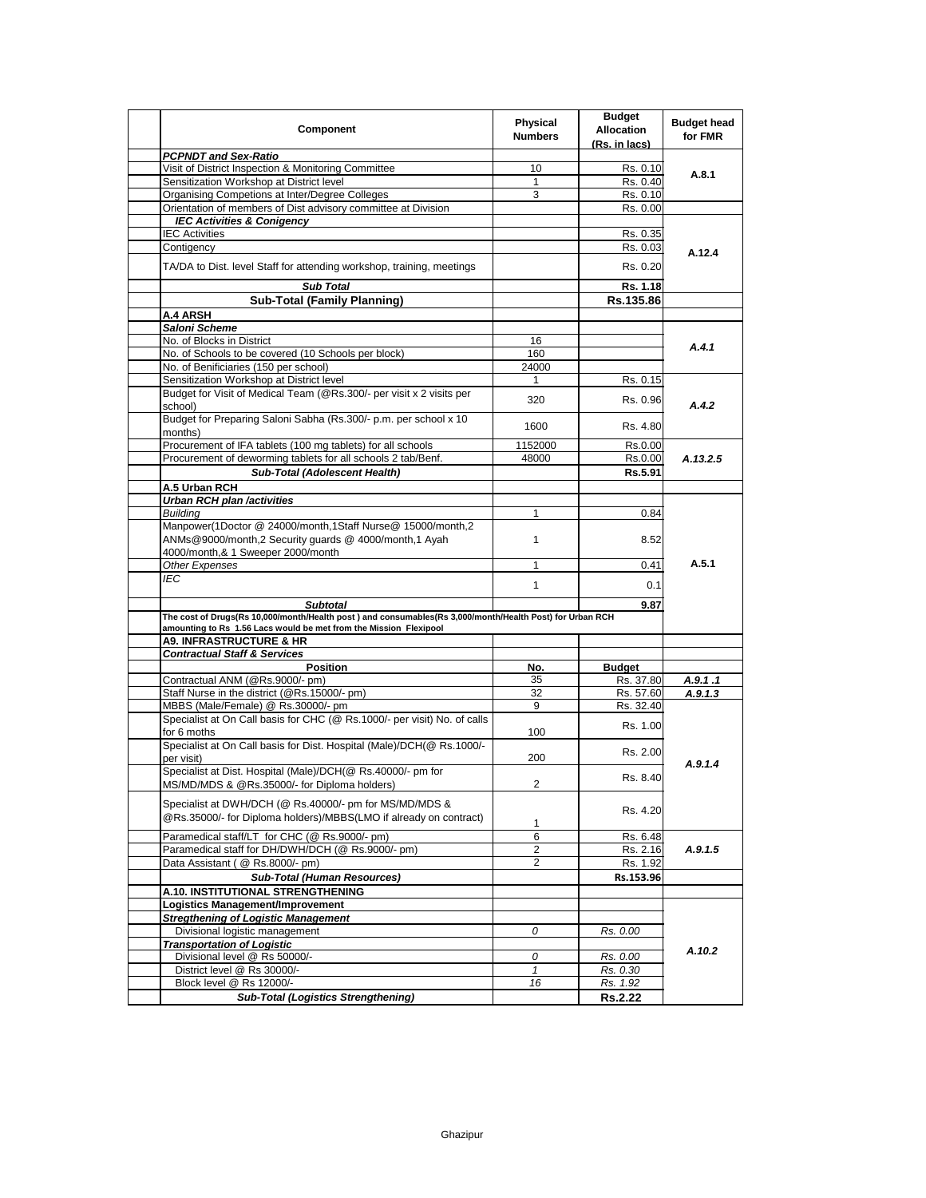| Component | Physical Numbers | Budget Allocation (Rs. in lacs) | Budget head for FMR |
|---|---|---|---|
| ***PCPNDT and Sex-Ratio*** | | | |
| Visit of District Inspection & Monitoring Committee | 10 | Rs. 0.10 | A.8.1 |
| Sensitization Workshop at District level | 1 | Rs. 0.40 | |
| Organising Competions at Inter/Degree Colleges | 3 | Rs. 0.10 | |
| Orientation of members of Dist advisory committee at Division | | Rs. 0.00 | |
| ***IEC Activities & Conigency*** | | | A.12.4 |
| IEC Activities | | Rs. 0.35 | |
| Contigency | | Rs. 0.03 | |
| TA/DA to Dist. level Staff for attending workshop, training, meetings | | Rs. 0.20 | |
| ***Sub Total*** | | **Rs. 1.18** | |
| **Sub-Total (Family Planning)** | | **Rs.135.86** | |
| **A.4 ARSH** | | | |
| ***Saloni Scheme*** | | | |
| No. of Blocks in District | 16 | | *A.4.1* |
| No. of Schools to be covered (10 Schools per block) | 160 | | |
| No. of Benificiaries (150 per school) | 24000 | | |
| Sensitization Workshop at District level | 1 | Rs. 0.15 | *A.4.2* |
| Budget for Visit of Medical Team (@Rs.300/- per visit x 2 visits per school) | 320 | Rs. 0.96 | |
| Budget for Preparing Saloni Sabha (Rs.300/- p.m. per school x 10 months) | 1600 | Rs. 4.80 | |
| Procurement of IFA tablets (100 mg tablets) for all schools | 1152000 | Rs.0.00 | *A.13.2.5* |
| Procurement of deworming tablets for all schools 2 tab/Benf. | 48000 | Rs.0.00 | |
| ***Sub-Total (Adolescent Health)*** | | **Rs.5.91** | |
| **A.5 Urban RCH** | | | |
| ***Urban RCH plan /activities*** | | | A.5.1 |
| *Building* | 1 | 0.84 | |
| Manpower(1Doctor @ 24000/month,1Staff Nurse@ 15000/month,2 ANMs@9000/month,2 Security guards @ 4000/month,1 Ayah 4000/month,& 1 Sweeper 2000/month | 1 | 8.52 | |
| *Other Expenses* | 1 | 0.41 | |
| *IEC* | 1 | 0.1 | |
| ***Subtotal*** | | **9.87** | |
| **The cost of Drugs(Rs 10,000/month/Health post ) and consumables(Rs 3,000/month/Health Post) for Urban RCH amounting to Rs 1.56 Lacs would be met from the Mission Flexipool** | | | |
| **A9. INFRASTRUCTURE & HR** | | | |
| ***Contractual Staff & Services*** | | | |
| **Position** | **No.** | **Budget** | |
| Contractual ANM (@Rs.9000/- pm) | 35 | Rs. 37.80 | ***A.9.1 .1*** |
| Staff Nurse in the district (@Rs.15000/- pm) | 32 | Rs. 57.60 | ***A.9.1.3*** |
| MBBS (Male/Female) @ Rs.30000/- pm | 9 | Rs. 32.40 | ***A.9.1.4*** |
| Specialist at On Call basis for CHC (@ Rs.1000/- per visit) No. of calls for 6 moths | 100 | Rs. 1.00 | |
| Specialist at On Call basis for Dist. Hospital (Male)/DCH(@ Rs.1000/- per visit) | 200 | Rs. 2.00 | |
| Specialist at Dist. Hospital (Male)/DCH(@ Rs.40000/- pm for MS/MD/MDS & @Rs.35000/- for Diploma holders) | 2 | Rs. 8.40 | |
| Specialist at DWH/DCH (@ Rs.40000/- pm for MS/MD/MDS & @Rs.35000/- for Diploma holders)/MBBS(LMO if already on contract) | 1 | Rs. 4.20 | |
| Paramedical staff/LT for CHC (@ Rs.9000/- pm) | 6 | Rs. 6.48 | ***A.9.1.5*** |
| Paramedical staff for DH/DWH/DCH (@ Rs.9000/- pm) | 2 | Rs. 2.16 | |
| Data Assistant ( @ Rs.8000/- pm) | 2 | Rs. 1.92 | |
| ***Sub-Total (Human Resources)*** | | **Rs.153.96** | |
| **A.10. INSTITUTIONAL STRENGTHENING** | | | |
| **Logistics Management/Improvement** | | | *A.10.2* |
| ***Stregthening of Logistic Management*** | | | |
| Divisional logistic management | *0* | *Rs. 0.00* | |
| ***Transportation of Logistic*** | | | |
| Divisional level @ Rs 50000/- | *0* | *Rs. 0.00* | |
| District level @ Rs 30000/- | *1* | *Rs. 0.30* | |
| Block level @ Rs 12000/- | *16* | *Rs. 1.92* | |
| ***Sub-Total (Logistics Strengthening)*** | | **Rs.2.22** | |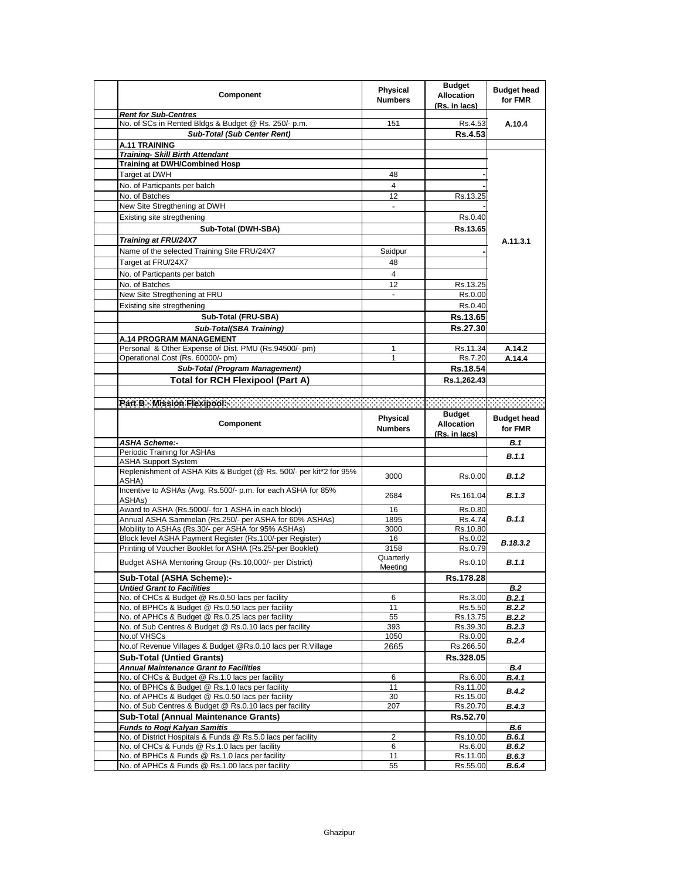| Component | Physical Numbers | Budget Allocation (Rs. in lacs) | Budget head for FMR |
|---|---|---|---|
| ***Rent for Sub-Centres*** | | | |
| No. of SCs in Rented Bldgs & Budget @ Rs. 250/- p.m. | 151 | Rs.4.53 | A.10.4 |
| ***Sub-Total (Sub Center Rent)*** | | **Rs.4.53** | |
| **A.11 TRAINING** | | | |
| ***Training- Skill Birth Attendant*** | | | A.11.3.1 |
| **Training at DWH/Combined Hosp** | | | |
| Target at DWH | 48 | - | |
| No. of Particpants per batch | 4 | - | |
| No. of Batches | 12 | Rs.13.25 | |
| New Site Stregthening at DWH | - | - | |
| Existing site stregthening | | Rs.0.40 | |
| **Sub-Total (DWH-SBA)** | | **Rs.13.65** | |
| ***Training at FRU/24X7*** | | | |
| Name of the selected Training Site FRU/24X7 | Saidpur | - | |
| Target at FRU/24X7 | 48 | | |
| No. of Particpants per batch | 4 | | |
| No. of Batches | 12 | Rs.13.25 | |
| New Site Stregthening at FRU | - | Rs.0.00 | |
| Existing site stregthening | | Rs.0.40 | |
| **Sub-Total (FRU-SBA)** | | **Rs.13.65** | |
| ***Sub-Total(SBA Training)*** | | **Rs.27.30** | |
| **A.14 PROGRAM MANAGEMENT** | | | |
| Personal & Other Expense of Dist. PMU (Rs.94500/- pm) | 1 | Rs.11.34 | A.14.2 |
| Operational Cost (Rs. 60000/- pm) | 1 | Rs.7.20 | A.14.4 |
| ***Sub-Total (Program Management)*** | | **Rs.18.54** | |
| **Total for RCH Flexipool (Part A)** | | **Rs.1,262.43** | |
| | | | |
| **Part B - Mission Flexipool:-** | | | |

| Component | Physical Numbers | Budget Allocation (Rs. in lacs) | Budget head for FMR |
|---|---|---|---|
| ***ASHA Scheme:-*** | | | ***B.1*** |
| Periodic Training for ASHAs | | | ***B.1.1*** |
| ASHA Support System | | | |
| Replenishment of ASHA Kits & Budget (@ Rs. 500/- per kit*2 for 95% ASHA) | 3000 | Rs.0.00 | ***B.1.2*** |
| Incentive to ASHAs (Avg. Rs.500/- p.m. for each ASHA for 85% ASHAs) | 2684 | Rs.161.04 | ***B.1.3*** |
| Award to ASHA (Rs.5000/- for 1 ASHA in each block) | 16 | Rs.0.80 | ***B.1.1*** |
| Annual ASHA Sammelan (Rs.250/- per ASHA for 60% ASHAs) | 1895 | Rs.4.74 | |
| Mobility to ASHAs (Rs.30/- per ASHA for 95% ASHAs) | 3000 | Rs.10.80 | |
| Block level ASHA Payment Register (Rs.100/-per Register) | 16 | Rs.0.02 | ***B.18.3.2*** |
| Printing of Voucher Booklet for ASHA (Rs.25/-per Booklet) | 3158 | Rs.0.79 | |
| Budget ASHA Mentoring Group (Rs.10,000/- per District) | Quarterly Meeting | Rs.0.10 | ***B.1.1*** |
| **Sub-Total (ASHA Scheme):-** | | **Rs.178.28** | |
| ***Untied Grant to Facilities*** | | | ***B.2*** |
| No. of CHCs & Budget @ Rs.0.50 lacs per facility | 6 | Rs.3.00 | ***B.2.1*** |
| No. of BPHCs & Budget @ Rs.0.50 lacs per facility | 11 | Rs.5.50 | ***B.2.2*** |
| No. of APHCs & Budget @ Rs.0.25 lacs per facility | 55 | Rs.13.75 | ***B.2.2*** |
| No. of Sub Centres & Budget @ Rs.0.10 lacs per facility | 393 | Rs.39.30 | ***B.2.3*** |
| No.of VHSCs | 1050 | Rs.0.00 | ***B.2.4*** |
| No.of Revenue Villages & Budget @Rs.0.10 lacs per R.Village | 2665 | Rs.266.50 | |
| **Sub-Total (Untied Grants)** | | **Rs.328.05** | |
| ***Annual Maintenance Grant to Facilities*** | | | ***B.4*** |
| No. of CHCs & Budget @ Rs.1.0 lacs per facility | 6 | Rs.6.00 | ***B.4.1*** |
| No. of BPHCs & Budget @ Rs.1.0 lacs per facility | 11 | Rs.11.00 | ***B.4.2*** |
| No. of APHCs & Budget @ Rs.0.50 lacs per facility | 30 | Rs.15.00 | |
| No. of Sub Centres & Budget @ Rs.0.10 lacs per facility | 207 | Rs.20.70 | ***B.4.3*** |
| **Sub-Total (Annual Maintenance Grants)** | | **Rs.52.70** | |
| ***Funds to Rogi Kalyan Samitis*** | | | ***B.6*** |
| No. of District Hospitals & Funds @ Rs.5.0 lacs per facility | 2 | Rs.10.00 | ***B.6.1*** |
| No. of CHCs & Funds @ Rs.1.0 lacs per facility | 6 | Rs.6.00 | ***B.6.2*** |
| No. of BPHCs & Funds @ Rs.1.0 lacs per facility | 11 | Rs.11.00 | ***B.6.3*** |
| No. of APHCs & Funds @ Rs.1.00 lacs per facility | 55 | Rs.55.00 | ***B.6.4*** |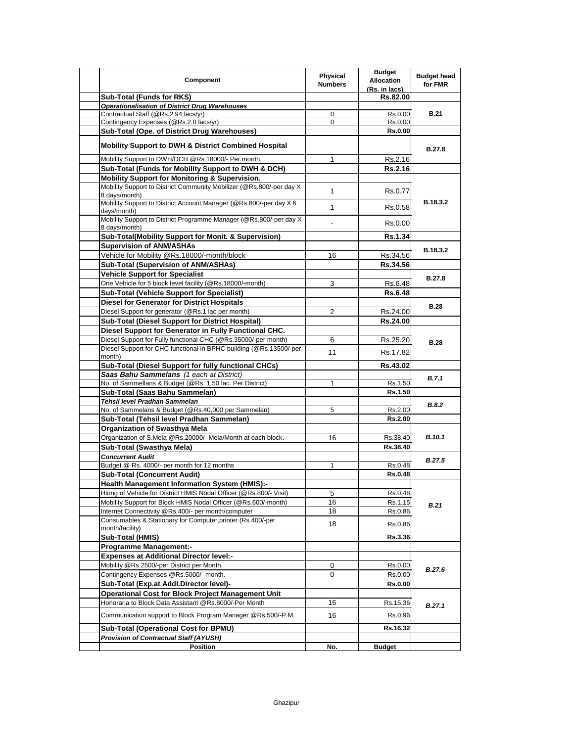| | Component | Physical Numbers | Budget Allocation (Rs. in lacs) | Budget head for FMR |
|---|---|---|---|---|
| | **Sub-Total (Funds for RKS)** | | **Rs.82.00** | |
| | ***Operationalisation of District Drug Warehouses*** | | | |
| | Contractual Staff (@Rs.2.94 lacs/yr) | 0 | Rs.0.00 | **B.21** |
| | Contingency Expenses (@Rs.2.0 lacs/yr) | 0 | Rs.0.00 | |
| | **Sub-Total (Ope. of District Drug Warehouses)** | | **Rs.0.00** | |
| | **Mobility Support to DWH & District Combined Hospital** | | | **B.27.8** |
| | Mobility Support to DWH/DCH @Rs.18000/- Per month. | 1 | Rs.2.16 | |
| | **Sub-Total (Funds for Mobility Support to DWH & DCH)** | | **Rs.2.16** | |
| | **Mobility Support for Monitoring & Supervision.** | | | |
| | Mobility Support to District Community Mobilizer (@Rs.800/-per day X 8 days/month) | 1 | Rs.0.77 | **B.18.3.2** |
| | Mobility Support to District Account Manager (@Rs.800/-per day X 6 days/month) | 1 | Rs.0.58 | |
| | Mobility Support to District Programme Manager (@Rs.800/-per day X 8 days/month) | - | Rs.0.00 | |
| | **Sub-Total(Mobility Support for Monit. & Supervision)** | | **Rs.1.34** | |
| | **Supervision of ANM/ASHAs** | | | **B.18.3.2** |
| | Vehicle for Mobility @Rs.18000/-month/block | 16 | Rs.34.56 | |
| | **Sub-Total (Supervision of ANM/ASHAs)** | | **Rs.34.56** | |
| | **Vehicle Support for Specialist** | | | **B.27.8** |
| | One Vehicle for 5 block level facility (@Rs.18000/-month) | 3 | Rs.6.48 | |
| | **Sub-Total (Vehicle Support for Specialist)** | | **Rs.6.48** | |
| | **Diesel for Generator for District Hospitals** | | | **B.28** |
| | Diesel Support for generator (@Rs.1 lac per month) | 2 | Rs.24.00 | |
| | **Sub-Total (Diesel Support for District Hospital)** | | **Rs.24.00** | |
| | **Diesel Support for Generator in Fully Functional CHC.** | | | |
| | Diesel Support for Fully functional CHC (@Rs.35000/-per month) | 6 | Rs.25.20 | **B.28** |
| | Diesel Support for CHC functional in BPHC building (@Rs.13500/-per month) | 11 | Rs.17.82 | |
| | **Sub-Total (Diesel Support for fully functional CHCs)** | | **Rs.43.02** | |
| | ***Saas Bahu Sammelans*** *(1 each at District)* | | | ***B.7.1*** |
| | No. of Sammellans & Budget (@Rs. 1.50 lac. Per District) | 1 | Rs.1.50 | |
| | **Sub-Total (Saas Bahu Sammelan)** | | **Rs.1.50** | |
| | ***Tehsil level Pradhan Sammelan*** | | | ***B.8.2*** |
| | No. of Sammelans & Budget (@Rs.40,000 per Sammelan) | 5 | Rs.2.00 | |
| | **Sub-Total (Tehsil level Pradhan Sammelan)** | | **Rs.2.00** | |
| | **Organization of Swasthya Mela** | | | |
| | Organization of S.Mela @Rs.20000/- Mela/Month at each block. | 16 | Rs.38.40 | ***B.10.1*** |
| | **Sub-Total (Swasthya Mela)** | | **Rs.38.40** | |
| | ***Concurrent Audit*** | | | ***B.27.5*** |
| | Budget @ Rs. 4000/- per month for 12 months | 1 | Rs.0.48 | |
| | **Sub-Total (Concurrent Audit)** | | **Rs.0.48** | |
| | **Health Management Information System (HMIS):-** | | | |
| | Hiring of Vehicle for District HMIS Nodal Officer (@Rs.800/- Visit) | 5 | Rs.0.48 | ***B.21*** |
| | Mobility Support for Block HMIS Nodal Officer (@Rs.600/-month) | 16 | Rs.1.15 | |
| | Internet Connectivity @Rs.400/- per month/computer | 18 | Rs.0.86 | |
| | Consumables & Stationary for Computer,printer (Rs.400/-per month/facility) | 18 | Rs.0.86 | |
| | **Sub-Total (HMIS)** | | **Rs.3.36** | |
| | **Programme Management:-** | | | |
| | **Expenses at Additional Director level:-** | | | |
| | Mobility @Rs.2500/-per District per Month. | 0 | Rs.0.00 | ***B.27.6*** |
| | Contingency Expenses @Rs.5000/- month. | 0 | Rs.0.00 | |
| | **Sub-Total (Exp.at Addl.Director level)-** | | **Rs.0.00** | |
| | **Operational Cost for Block Project Management Unit** | | | |
| | Honoraria to Block Data Assistant @Rs.8000/-Per Month | 16 | Rs.15.36 | ***B.27.1*** |
| | Communication support to Block Program Manager @Rs.500/-P.M. | 16 | Rs.0.96 | |
| | **Sub-Total (Operational Cost for BPMU)** | | **Rs.16.32** | |
| | ***Provision of Contractual Staff (AYUSH)*** | | | |
| | **Position** | **No.** | **Budget** | |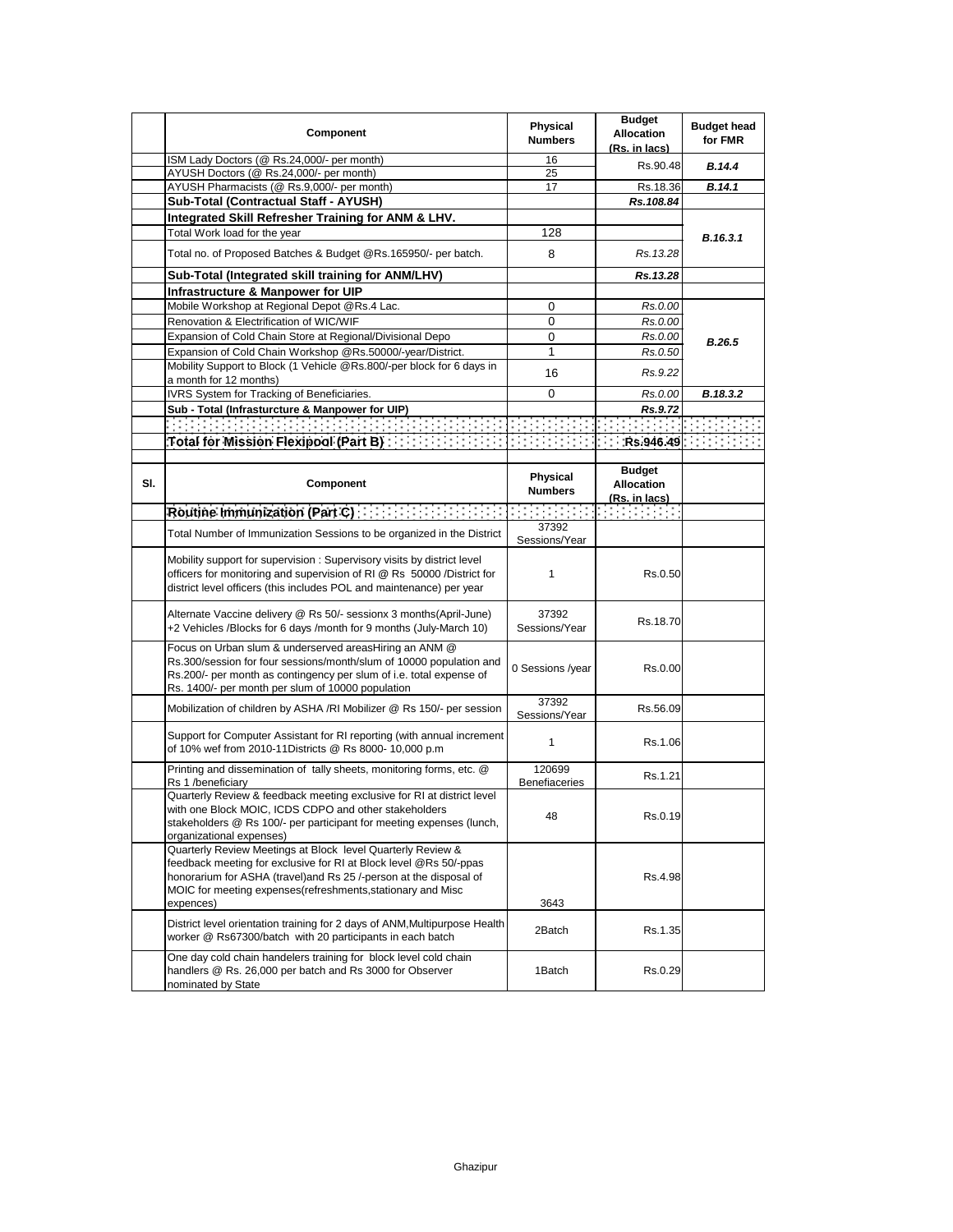| | Component | Physical Numbers | Budget Allocation (Rs. in lacs) | Budget head for FMR |
|---|---|---|---|---|
| | ISM Lady Doctors (@ Rs.24,000/- per month) | 16 | Rs.90.48 | *B.14.4* |
| | AYUSH Doctors (@ Rs.24,000/- per month) | 25 | | |
| | AYUSH Pharmacists (@ Rs.9,000/- per month) | 17 | Rs.18.36 | *B.14.1* |
| | **Sub-Total (Contractual Staff - AYUSH)** | | ***Rs.108.84*** | |
| | **Integrated Skill Refresher Training for ANM & LHV.** | | | |
| | Total Work load for the year | 128 | | *B.16.3.1* |
| | Total no. of Proposed Batches & Budget @Rs.165950/- per batch. | 8 | *Rs.13.28* | |
| | **Sub-Total (Integrated skill training for ANM/LHV)** | | ***Rs.13.28*** | |
| | **Infrastructure & Manpower for UIP** | | | |
| | Mobile Workshop at Regional Depot @Rs.4 Lac. | 0 | *Rs.0.00* | *B.26.5* |
| | Renovation & Electrification of WIC/WIF | 0 | *Rs.0.00* | |
| | Expansion of Cold Chain Store at Regional/Divisional Depo | 0 | *Rs.0.00* | |
| | Expansion of Cold Chain Workshop @Rs.50000/-year/District. | 1 | *Rs.0.50* | |
| | Mobility Support to Block (1 Vehicle @Rs.800/-per block for 6 days in a month for 12 months) | 16 | *Rs.9.22* | |
| | IVRS System for Tracking of Beneficiaries. | 0 | *Rs.0.00* | *B.18.3.2* |
| | **Sub - Total (Infrasturcture & Manpower for UIP)** | | ***Rs.9.72*** | |
| | | | | |
| | **Total for Mission Flexipool (Part B)** | | **Rs.946.49** | |

| Sl. | Component | Physical Numbers | Budget Allocation (Rs. in lacs) | |
|---|---|---|---|---|
| | **Routine Immunization (Part C)** | | | |
| | Total Number of Immunization Sessions to be organized in the District | 37392 Sessions/Year | | |
| | Mobility support for supervision : Supervisory visits by district level officers for monitoring and supervision of RI @ Rs 50000 /District for district level officers (this includes POL and maintenance) per year | 1 | Rs.0.50 | |
| | Alternate Vaccine delivery @ Rs 50/- sessionx 3 months(April-June) +2 Vehicles /Blocks for 6 days /month for 9 months (July-March 10) | 37392 Sessions/Year | Rs.18.70 | |
| | Focus on Urban slum & underserved areasHiring an ANM @ Rs.300/session for four sessions/month/slum of 10000 population and Rs.200/- per month as contingency per slum of i.e. total expense of Rs. 1400/- per month per slum of 10000 population | 0 Sessions /year | Rs.0.00 | |
| | Mobilization of children by ASHA /RI Mobilizer @ Rs 150/- per session | 37392 Sessions/Year | Rs.56.09 | |
| | Support for Computer Assistant for RI reporting (with annual increment of 10% wef from 2010-11Districts @ Rs 8000- 10,000 p.m | 1 | Rs.1.06 | |
| | Printing and dissemination of tally sheets, monitoring forms, etc. @ Rs 1 /beneficiary | 120699 Benefiaceries | Rs.1.21 | |
| | Quarterly Review & feedback meeting exclusive for RI at district level with one Block MOIC, ICDS CDPO and other stakeholders stakeholders @ Rs 100/- per participant for meeting expenses (lunch, organizational expenses) | 48 | Rs.0.19 | |
| | Quarterly Review Meetings at Block level Quarterly Review & feedback meeting for exclusive for RI at Block level @Rs 50/-ppas honorarium for ASHA (travel)and Rs 25 /-person at the disposal of MOIC for meeting expenses(refreshments,stationary and Misc expences) | 3643 | Rs.4.98 | |
| | District level orientation training for 2 days of ANM,Multipurpose Health worker @ Rs67300/batch with 20 participants in each batch | 2Batch | Rs.1.35 | |
| | One day cold chain handelers training for block level cold chain handlers @ Rs. 26,000 per batch and Rs 3000 for Observer nominated by State | 1Batch | Rs.0.29 | |

Ghazipur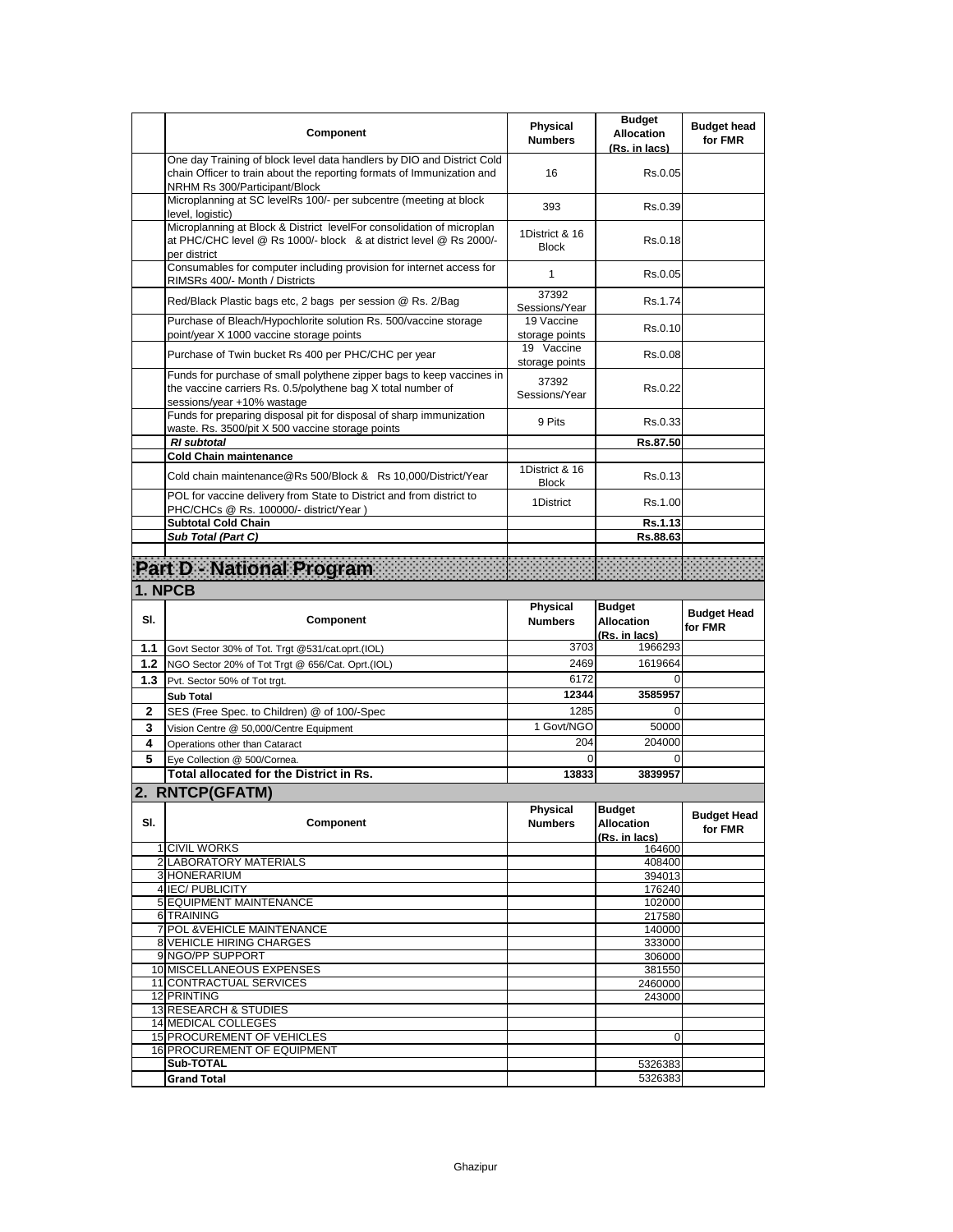|  | Component | Physical Numbers | Budget Allocation (Rs. in lacs) | Budget head for FMR |
|---|---|---|---|---|
|  | One day Training of block level data handlers by DIO and District Cold chain Officer to train about the reporting formats of Immunization and NRHM Rs 300/Participant/Block | 16 | Rs.0.05 |  |
|  | Microplanning at SC levelRs 100/- per subcentre (meeting at block level, logistic) | 393 | Rs.0.39 |  |
|  | Microplanning at Block & District levelFor consolidation of microplan at PHC/CHC level @ Rs 1000/- block & at district level @ Rs 2000/- per district | 1District & 16 Block | Rs.0.18 |  |
|  | Consumables for computer including provision for internet access for RIMSRs 400/- Month / Districts | 1 | Rs.0.05 |  |
|  | Red/Black Plastic bags etc, 2 bags per session @ Rs. 2/Bag | 37392 Sessions/Year | Rs.1.74 |  |
|  | Purchase of Bleach/Hypochlorite solution Rs. 500/vaccine storage point/year X 1000 vaccine storage points | 19 Vaccine storage points | Rs.0.10 |  |
|  | Purchase of Twin bucket Rs 400 per PHC/CHC per year | 19 Vaccine storage points | Rs.0.08 |  |
|  | Funds for purchase of small polythene zipper bags to keep vaccines in the vaccine carriers Rs. 0.5/polythene bag X total number of sessions/year +10% wastage | 37392 Sessions/Year | Rs.0.22 |  |
|  | Funds for preparing disposal pit for disposal of sharp immunization waste. Rs. 3500/pit X 500 vaccine storage points | 9 Pits | Rs.0.33 |  |
|  | ***RI subtotal*** |  | **Rs.87.50** |  |
|  | **Cold Chain maintenance** |  |  |  |
|  | Cold chain maintenance@Rs 500/Block & Rs 10,000/District/Year | 1District & 16 Block | Rs.0.13 |  |
|  | POL for vaccine delivery from State to District and from district to PHC/CHCs @ Rs. 100000/- district/Year ) | 1District | Rs.1.00 |  |
|  | **Subtotal Cold Chain** |  | **Rs.1.13** |  |
|  | ***Sub Total (Part C)*** |  | **Rs.88.63** |  |

# Part D - National Program

## 1. NPCB

| Sl. | Component | Physical Numbers | Budget Allocation (Rs. in lacs) | Budget Head for FMR |
|---|---|---|---|---|
| **1.1** | Govt Sector 30% of Tot. Trgt @531/cat.oprt.(IOL) | 3703 | 1966293 |  |
| **1.2** | NGO Sector 20% of Tot Trgt @ 656/Cat. Oprt.(IOL) | 2469 | 1619664 |  |
| **1.3** | Pvt. Sector 50% of Tot trgt. | 6172 | 0 |  |
|  | **Sub Total** | **12344** | **3585957** |  |
| **2** | SES (Free Spec. to Children) @ of 100/-Spec | 1285 | 0 |  |
| **3** | Vision Centre @ 50,000/Centre Equipment | 1 Govt/NGO | 50000 |  |
| **4** | Operations other than Cataract | 204 | 204000 |  |
| **5** | Eye Collection @ 500/Cornea. | 0 | 0 |  |
|  | **Total allocated for the District in Rs.** | **13833** | **3839957** |  |

## 2. RNTCP(GFATM)

| Sl. | Component | Physical Numbers | Budget Allocation (Rs. in lacs) | Budget Head for FMR |
|---|---|---|---|---|
| 1 | CIVIL WORKS |  | 164600 |  |
| 2 | LABORATORY MATERIALS |  | 408400 |  |
| 3 | HONERARIUM |  | 394013 |  |
| 4 | IEC/ PUBLICITY |  | 176240 |  |
| 5 | EQUIPMENT MAINTENANCE |  | 102000 |  |
| 6 | TRAINING |  | 217580 |  |
| 7 | POL &VEHICLE MAINTENANCE |  | 140000 |  |
| 8 | VEHICLE HIRING CHARGES |  | 333000 |  |
| 9 | NGO/PP SUPPORT |  | 306000 |  |
| 10 | MISCELLANEOUS EXPENSES |  | 381550 |  |
| 11 | CONTRACTUAL SERVICES |  | 2460000 |  |
| 12 | PRINTING |  | 243000 |  |
| 13 | RESEARCH & STUDIES |  |  |  |
| 14 | MEDICAL COLLEGES |  |  |  |
| 15 | PROCUREMENT OF VEHICLES |  | 0 |  |
| 16 | PROCUREMENT OF EQUIPMENT |  |  |  |
|  | **Sub-TOTAL** |  | 5326383 |  |
|  | **Grand Total** |  | 5326383 |  |

Ghazipur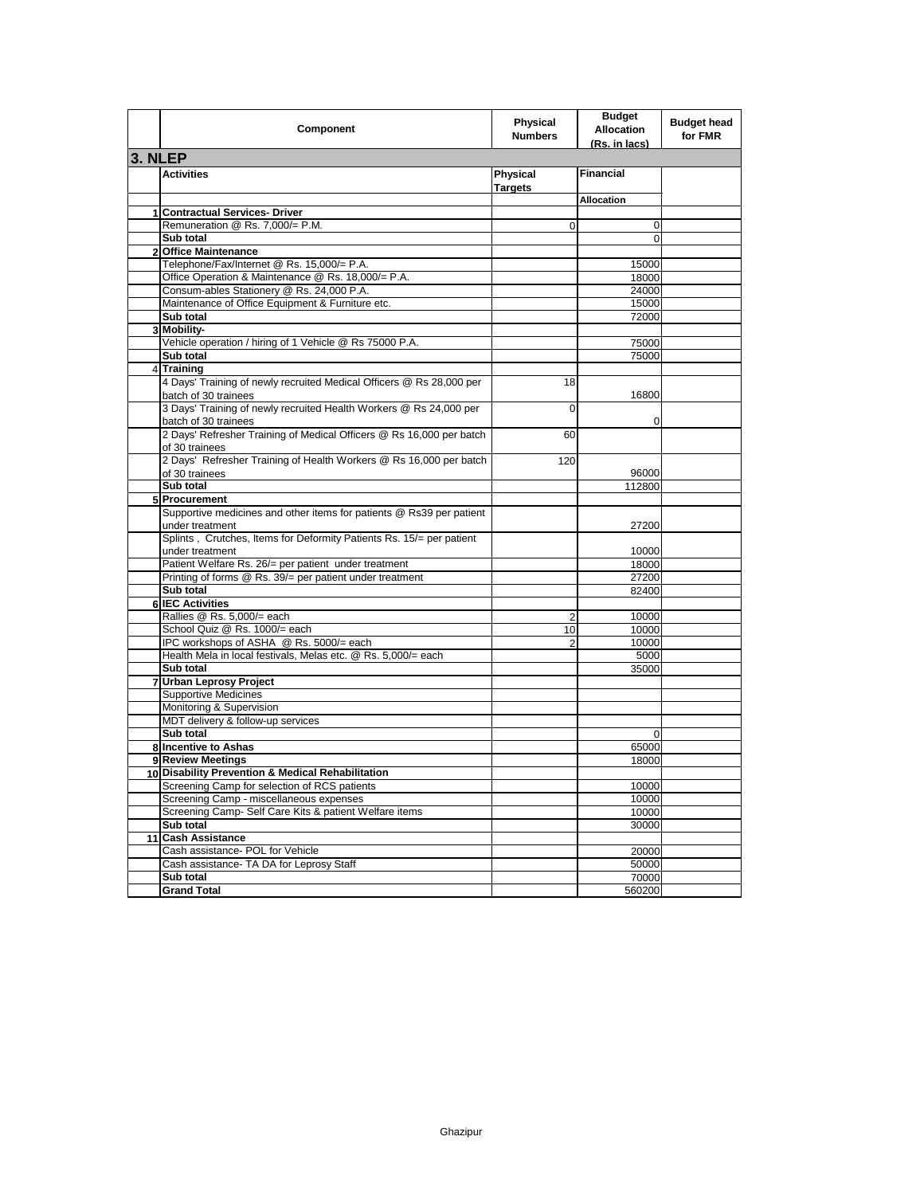| | Component | Physical Numbers | Budget Allocation (Rs. in lacs) | Budget head for FMR |
|---|---|---|---|---|
| **3. NLEP** | | | | |
| | **Activities** | **Physical Targets** | **Financial** | |
| | | | **Allocation** | |
| 1 | **Contractual Services- Driver** | | | |
| | Remuneration @ Rs. 7,000/= P.M. | 0 | 0 | |
| | **Sub total** | | 0 | |
| 2 | **Office Maintenance** | | | |
| | Telephone/Fax/Internet @ Rs. 15,000/= P.A. | | 15000 | |
| | Office Operation & Maintenance @ Rs. 18,000/= P.A. | | 18000 | |
| | Consum-ables Stationery @ Rs. 24,000 P.A. | | 24000 | |
| | Maintenance of Office Equipment & Furniture etc. | | 15000 | |
| | **Sub total** | | 72000 | |
| 3 | **Mobility-** | | | |
| | Vehicle operation / hiring of 1 Vehicle @ Rs 75000 P.A. | | 75000 | |
| | **Sub total** | | 75000 | |
| 4 | **Training** | | | |
| | 4 Days' Training of newly recruited Medical Officers @ Rs 28,000 per batch of 30 trainees | 18 | 16800 | |
| | 3 Days' Training of newly recruited Health Workers @ Rs 24,000 per batch of 30 trainees | 0 | 0 | |
| | 2 Days' Refresher Training of Medical Officers @ Rs 16,000 per batch of 30 trainees | 60 | | |
| | 2 Days' Refresher Training of Health Workers @ Rs 16,000 per batch of 30 trainees | 120 | 96000 | |
| | **Sub total** | | 112800 | |
| 5 | **Procurement** | | | |
| | Supportive medicines and other items for patients @ Rs39 per patient under treatment | | 27200 | |
| | Splints , Crutches, Items for Deformity Patients Rs. 15/= per patient under treatment | | 10000 | |
| | Patient Welfare Rs. 26/= per patient under treatment | | 18000 | |
| | Printing of forms @ Rs. 39/= per patient under treatment | | 27200 | |
| | **Sub total** | | 82400 | |
| 6 | **IEC Activities** | | | |
| | Rallies @ Rs. 5,000/= each | 2 | 10000 | |
| | School Quiz @ Rs. 1000/= each | 10 | 10000 | |
| | IPC workshops of ASHA @ Rs. 5000/= each | 2 | 10000 | |
| | Health Mela in local festivals, Melas etc. @ Rs. 5,000/= each | | 5000 | |
| | **Sub total** | | 35000 | |
| 7 | **Urban Leprosy Project** | | | |
| | Supportive Medicines | | | |
| | Monitoring & Supervision | | | |
| | MDT delivery & follow-up services | | | |
| | **Sub total** | | 0 | |
| 8 | **Incentive to Ashas** | | 65000 | |
| 9 | **Review Meetings** | | 18000 | |
| 10 | **Disability Prevention & Medical Rehabilitation** | | | |
| | Screening Camp for selection of RCS patients | | 10000 | |
| | Screening Camp - miscellaneous expenses | | 10000 | |
| | Screening Camp- Self Care Kits & patient Welfare items | | 10000 | |
| | **Sub total** | | 30000 | |
| 11 | **Cash Assistance** | | | |
| | Cash assistance- POL for Vehicle | | 20000 | |
| | Cash assistance- TA DA for Leprosy Staff | | 50000 | |
| | **Sub total** | | 70000 | |
| | **Grand Total** | | 560200 | |

Ghazipur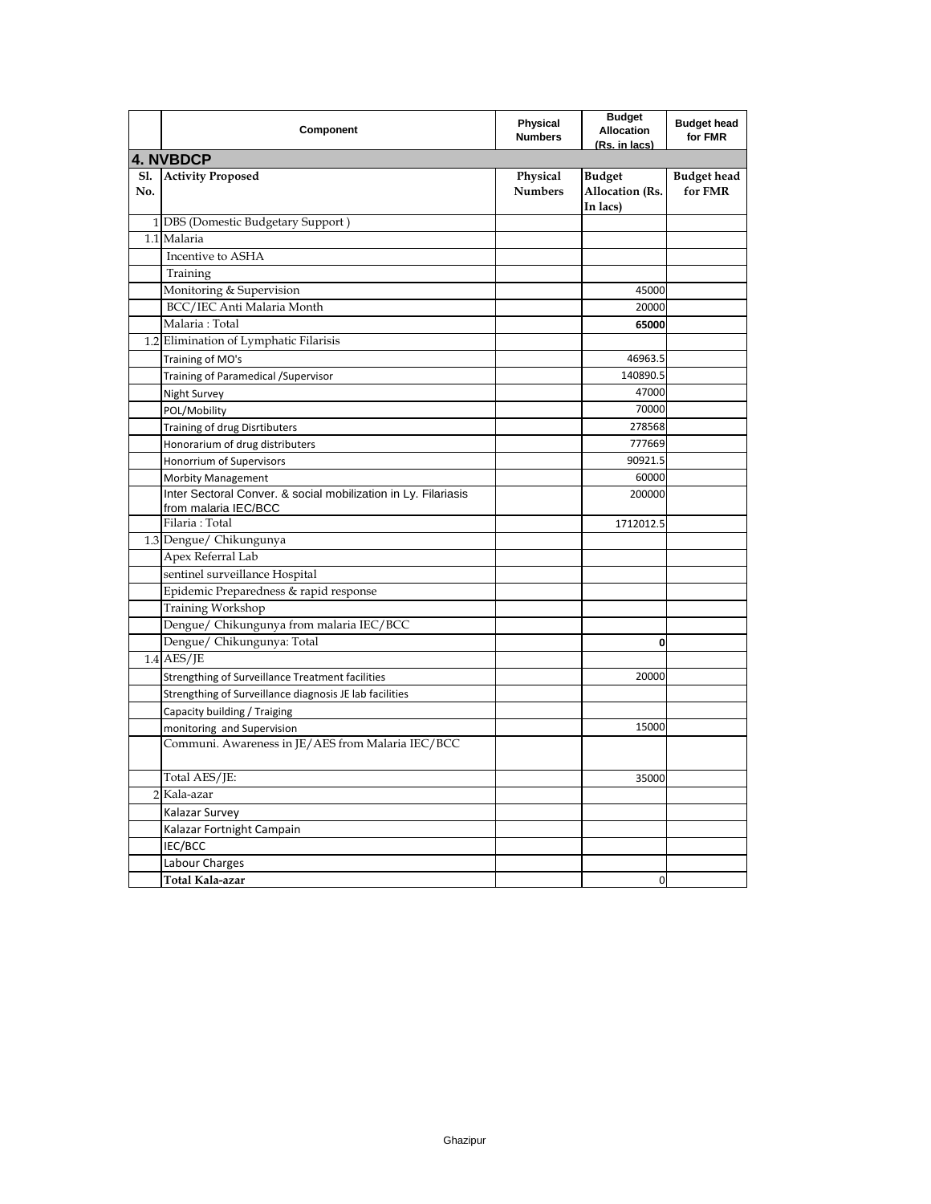| | Component | Physical Numbers | Budget Allocation (Rs. in lacs) | Budget head for FMR |
|---|---|---|---|---|
| **4. NVBDCP** | | | | |
| **Sl. No.** | **Activity Proposed** | **Physical Numbers** | **Budget Allocation (Rs. In lacs)** | **Budget head for FMR** |
| 1 | DBS (Domestic Budgetary Support ) | | | |
| 1.1 | Malaria | | | |
| | Incentive to ASHA | | | |
| | Training | | | |
| | Monitoring & Supervision | | 45000 | |
| | BCC/IEC Anti Malaria Month | | 20000 | |
| | Malaria : Total | | **65000** | |
| 1.2 | Elimination of Lymphatic Filarisis | | | |
| | Training of MO's | | 46963.5 | |
| | Training of Paramedical /Supervisor | | 140890.5 | |
| | Night Survey | | 47000 | |
| | POL/Mobility | | 70000 | |
| | Training of drug Disrtibuters | | 278568 | |
| | Honorarium of drug distributers | | 777669 | |
| | Honorrium of Supervisors | | 90921.5 | |
| | Morbity Management | | 60000 | |
| | Inter Sectoral Conver. & social mobilization in Ly. Filariasis from malaria IEC/BCC | | 200000 | |
| | Filaria : Total | | 1712012.5 | |
| 1.3 | Dengue/ Chikungunya | | | |
| | Apex Referral Lab | | | |
| | sentinel surveillance Hospital | | | |
| | Epidemic Preparedness & rapid response | | | |
| | Training Workshop | | | |
| | Dengue/ Chikungunya from malaria IEC/BCC | | | |
| | Dengue/ Chikungunya: Total | | **0** | |
| 1.4 | AES/JE | | | |
| | Strengthing of Surveillance Treatment facilities | | 20000 | |
| | Strengthing of Surveillance diagnosis JE lab facilities | | | |
| | Capacity building / Traiging | | | |
| | monitoring and Supervision | | 15000 | |
| | Communi. Awareness in JE/AES from Malaria IEC/BCC | | | |
| | Total AES/JE: | | 35000 | |
| 2 | Kala-azar | | | |
| | Kalazar Survey | | | |
| | Kalazar Fortnight Campain | | | |
| | IEC/BCC | | | |
| | Labour Charges | | | |
| | **Total Kala-azar** | | 0 | |

Ghazipur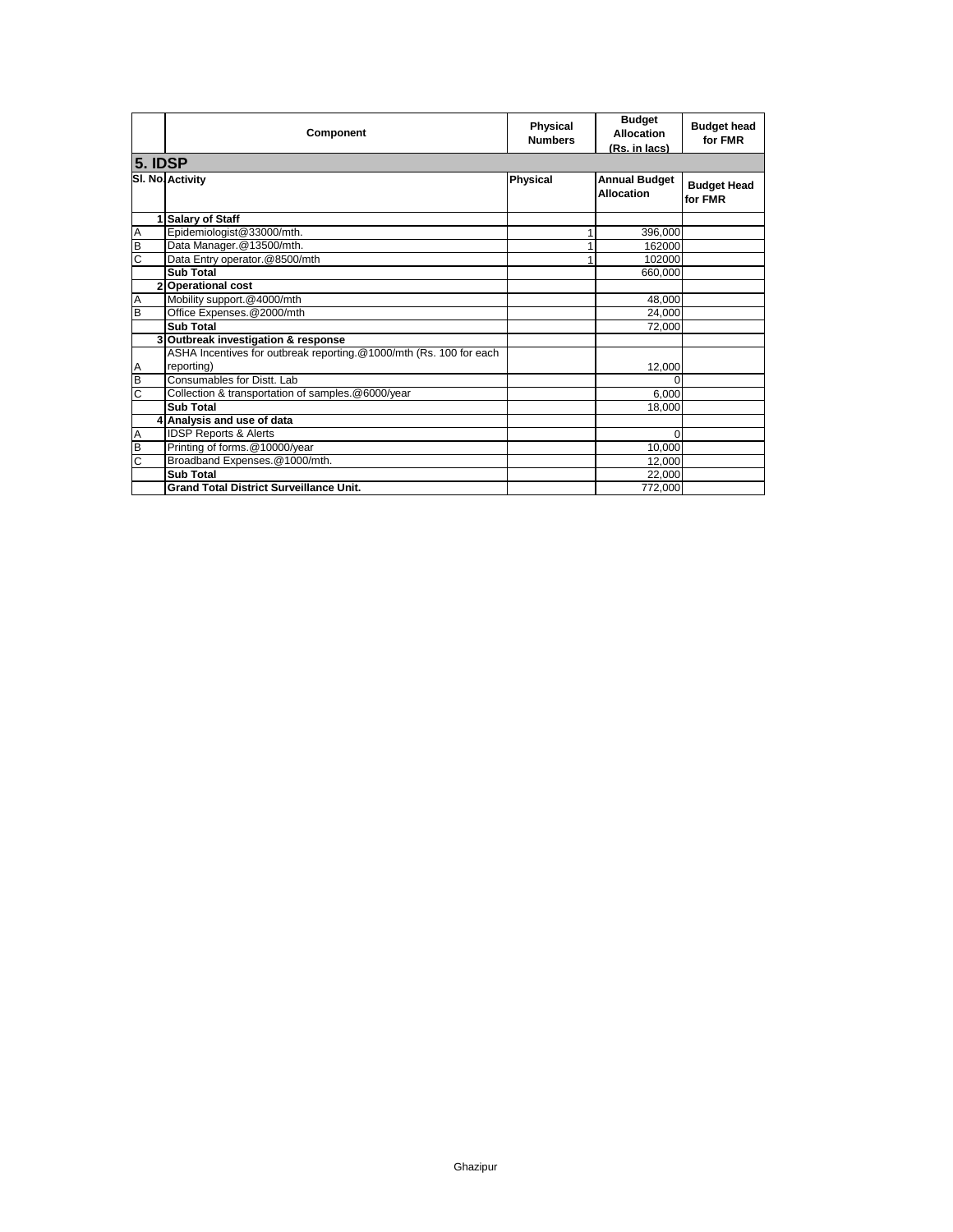| | Component | Physical Numbers | Budget Allocation (Rs. in lacs) | Budget head for FMR |
|---|---|---|---|---|
| **5. IDSP** | | | | |
| **Sl. No.** | **Activity** | **Physical** | **Annual Budget Allocation** | **Budget Head for FMR** |
| **1** | **Salary of Staff** | | | |
| A | Epidemiologist@33000/mth. | 1 | 396,000 | |
| B | Data Manager.@13500/mth. | 1 | 162000 | |
| C | Data Entry operator.@8500/mth | 1 | 102000 | |
| | **Sub Total** | | 660,000 | |
| **2** | **Operational cost** | | | |
| A | Mobility support.@4000/mth | | 48,000 | |
| B | Office Expenses.@2000/mth | | 24,000 | |
| | **Sub Total** | | 72,000 | |
| **3** | **Outbreak investigation & response** | | | |
| A | ASHA Incentives for outbreak reporting.@1000/mth (Rs. 100 for each reporting) | | 12,000 | |
| B | Consumables for Distt. Lab | | 0 | |
| C | Collection & transportation of samples.@6000/year | | 6,000 | |
| | **Sub Total** | | 18,000 | |
| **4** | **Analysis and use of data** | | | |
| A | IDSP Reports & Alerts | | 0 | |
| B | Printing of forms.@10000/year | | 10,000 | |
| C | Broadband Expenses.@1000/mth. | | 12,000 | |
| | **Sub Total** | | 22,000 | |
| | **Grand Total District Surveillance Unit.** | | 772,000 | |

Ghazipur